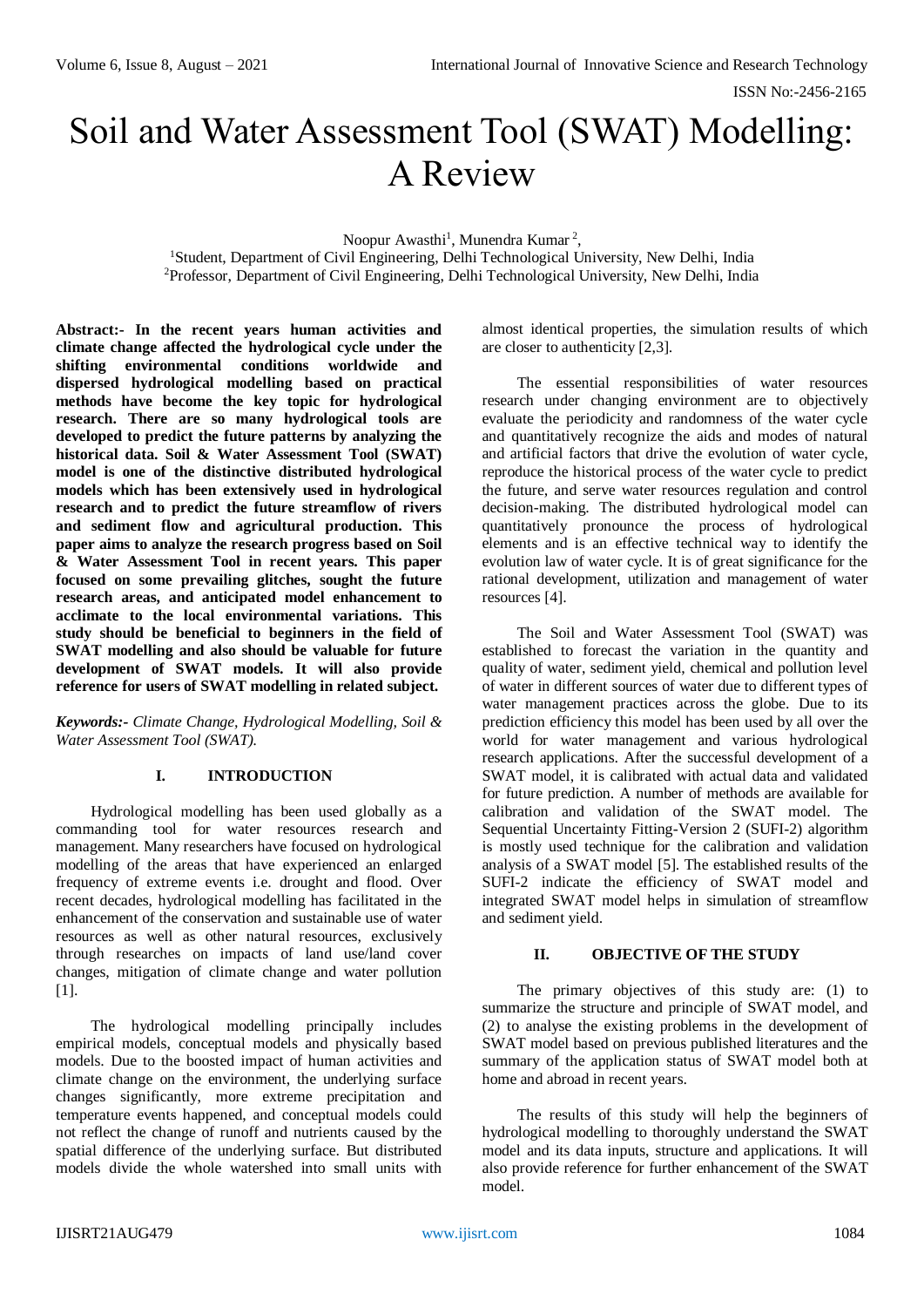# Soil and Water Assessment Tool (SWAT) Modelling: A Review

Noopur Awasthi[1], Munendra Kumar[2],

[1]Student, Department of Civil Engineering, Delhi Technological University, New Delhi, India

[2]Professor, Department of Civil Engineering, Delhi Technological University, New Delhi, India

**Abstract:- In the recent years human activities and climate change affected the hydrological cycle under the shifting environmental conditions worldwide and dispersed hydrological modelling based on practical methods have become the key topic for hydrological research. There are so many hydrological tools are developed to predict the future patterns by analyzing the historical data. Soil & Water Assessment Tool (SWAT) model is one of the distinctive distributed hydrological models which has been extensively used in hydrological research and to predict the future streamflow of rivers and sediment flow and agricultural production. This paper aims to analyze the research progress based on Soil & Water Assessment Tool in recent years. This paper focused on some prevailing glitches, sought the future research areas, and anticipated model enhancement to acclimate to the local environmental variations. This study should be beneficial to beginners in the field of SWAT modelling and also should be valuable for future development of SWAT models. It will also provide reference for users of SWAT modelling in related subject.**

***Keywords:-*** *Climate Change, Hydrological Modelling, Soil & Water Assessment Tool (SWAT).*

## I. INTRODUCTION

Hydrological modelling has been used globally as a commanding tool for water resources research and management. Many researchers have focused on hydrological modelling of the areas that have experienced an enlarged frequency of extreme events i.e. drought and flood. Over recent decades, hydrological modelling has facilitated in the enhancement of the conservation and sustainable use of water resources as well as other natural resources, exclusively through researches on impacts of land use/land cover changes, mitigation of climate change and water pollution [1].

The hydrological modelling principally includes empirical models, conceptual models and physically based models. Due to the boosted impact of human activities and climate change on the environment, the underlying surface changes significantly, more extreme precipitation and temperature events happened, and conceptual models could not reflect the change of runoff and nutrients caused by the spatial difference of the underlying surface. But distributed models divide the whole watershed into small units with almost identical properties, the simulation results of which are closer to authenticity [2,3].

The essential responsibilities of water resources research under changing environment are to objectively evaluate the periodicity and randomness of the water cycle and quantitatively recognize the aids and modes of natural and artificial factors that drive the evolution of water cycle, reproduce the historical process of the water cycle to predict the future, and serve water resources regulation and control decision-making. The distributed hydrological model can quantitatively pronounce the process of hydrological elements and is an effective technical way to identify the evolution law of water cycle. It is of great significance for the rational development, utilization and management of water resources [4].

The Soil and Water Assessment Tool (SWAT) was established to forecast the variation in the quantity and quality of water, sediment yield, chemical and pollution level of water in different sources of water due to different types of water management practices across the globe. Due to its prediction efficiency this model has been used by all over the world for water management and various hydrological research applications. After the successful development of a SWAT model, it is calibrated with actual data and validated for future prediction. A number of methods are available for calibration and validation of the SWAT model. The Sequential Uncertainty Fitting-Version 2 (SUFI-2) algorithm is mostly used technique for the calibration and validation analysis of a SWAT model [5]. The established results of the SUFI-2 indicate the efficiency of SWAT model and integrated SWAT model helps in simulation of streamflow and sediment yield.

## II. OBJECTIVE OF THE STUDY

The primary objectives of this study are: (1) to summarize the structure and principle of SWAT model, and (2) to analyse the existing problems in the development of SWAT model based on previous published literatures and the summary of the application status of SWAT model both at home and abroad in recent years.

The results of this study will help the beginners of hydrological modelling to thoroughly understand the SWAT model and its data inputs, structure and applications. It will also provide reference for further enhancement of the SWAT model.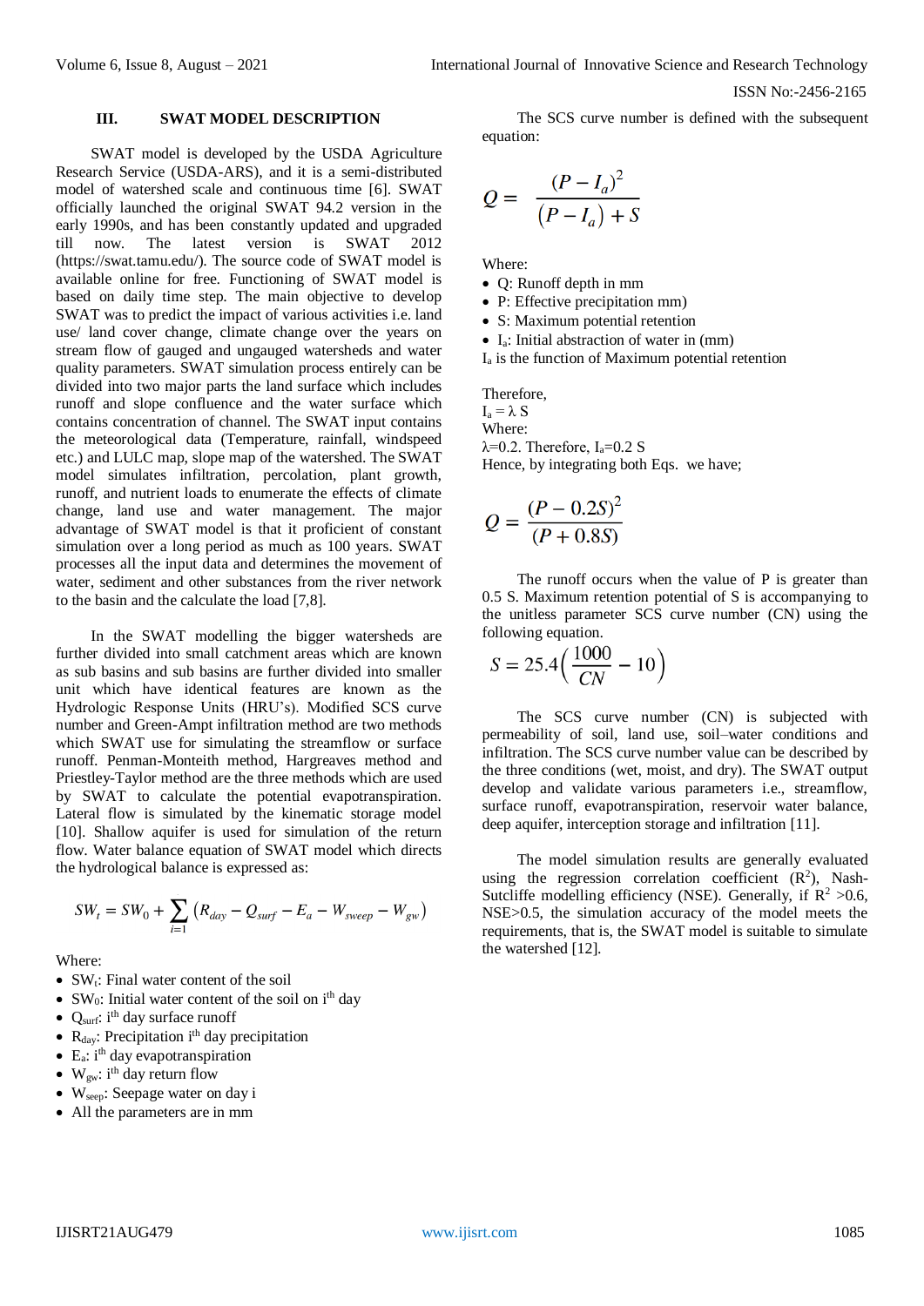## III. SWAT MODEL DESCRIPTION

SWAT model is developed by the USDA Agriculture Research Service (USDA-ARS), and it is a semi-distributed model of watershed scale and continuous time [6]. SWAT officially launched the original SWAT 94.2 version in the early 1990s, and has been constantly updated and upgraded till now. The latest version is SWAT 2012 (https://swat.tamu.edu/). The source code of SWAT model is available online for free. Functioning of SWAT model is based on daily time step. The main objective to develop SWAT was to predict the impact of various activities i.e. land use/ land cover change, climate change over the years on stream flow of gauged and ungauged watersheds and water quality parameters. SWAT simulation process entirely can be divided into two major parts the land surface which includes runoff and slope confluence and the water surface which contains concentration of channel. The SWAT input contains the meteorological data (Temperature, rainfall, windspeed etc.) and LULC map, slope map of the watershed. The SWAT model simulates infiltration, percolation, plant growth, runoff, and nutrient loads to enumerate the effects of climate change, land use and water management. The major advantage of SWAT model is that it proficient of constant simulation over a long period as much as 100 years. SWAT processes all the input data and determines the movement of water, sediment and other substances from the river network to the basin and the calculate the load [7,8].

In the SWAT modelling the bigger watersheds are further divided into small catchment areas which are known as sub basins and sub basins are further divided into smaller unit which have identical features are known as the Hydrologic Response Units (HRU's). Modified SCS curve number and Green-Ampt infiltration method are two methods which SWAT use for simulating the streamflow or surface runoff. Penman-Monteith method, Hargreaves method and Priestley-Taylor method are the three methods which are used by SWAT to calculate the potential evapotranspiration. Lateral flow is simulated by the kinematic storage model [10]. Shallow aquifer is used for simulation of the return flow. Water balance equation of SWAT model which directs the hydrological balance is expressed as:

$$SW_t = SW_0 + \sum_{i=1} \left( R_{day} - Q_{surf} - E_a - W_{sweep} - W_{gw} \right)$$

Where:

- $SW_t$: Final water content of the soil
- $SW_0$: Initial water content of the soil on $i^{th}$ day
- $Q_{surf}$: $i^{th}$ day surface runoff
- $R_{day}$: Precipitation $i^{th}$ day precipitation
- $E_a$: $i^{th}$ day evapotranspiration
- $W_{gw}$: $i^{th}$ day return flow
- $W_{seep}$: Seepage water on day i
- All the parameters are in mm

The SCS curve number is defined with the subsequent equation:

$$Q = \frac{(P - I_a)^2}{(P - I_a) + S}$$

Where:

- Q: Runoff depth in mm
- P: Effective precipitation mm)
- S: Maximum potential retention
- $I_a$: Initial abstraction of water in (mm)

$I_a$ is the function of Maximum potential retention

Therefore,
$I_a = \lambda S$
Where:
$\lambda$=0.2. Therefore, $I_a$=0.2 S
Hence, by integrating both Eqs. we have;

$$Q = \frac{(P - 0.2S)^2}{(P + 0.8S)}$$

The runoff occurs when the value of P is greater than 0.5 S. Maximum retention potential of S is accompanying to the unitless parameter SCS curve number (CN) using the following equation.

$$S = 25.4\left(\frac{1000}{CN} - 10\right)$$

The SCS curve number (CN) is subjected with permeability of soil, land use, soil–water conditions and infiltration. The SCS curve number value can be described by the three conditions (wet, moist, and dry). The SWAT output develop and validate various parameters i.e., streamflow, surface runoff, evapotranspiration, reservoir water balance, deep aquifer, interception storage and infiltration [11].

The model simulation results are generally evaluated using the regression correlation coefficient ($R^2$), Nash-Sutcliffe modelling efficiency (NSE). Generally, if $R^2$ >0.6, NSE>0.5, the simulation accuracy of the model meets the requirements, that is, the SWAT model is suitable to simulate the watershed [12].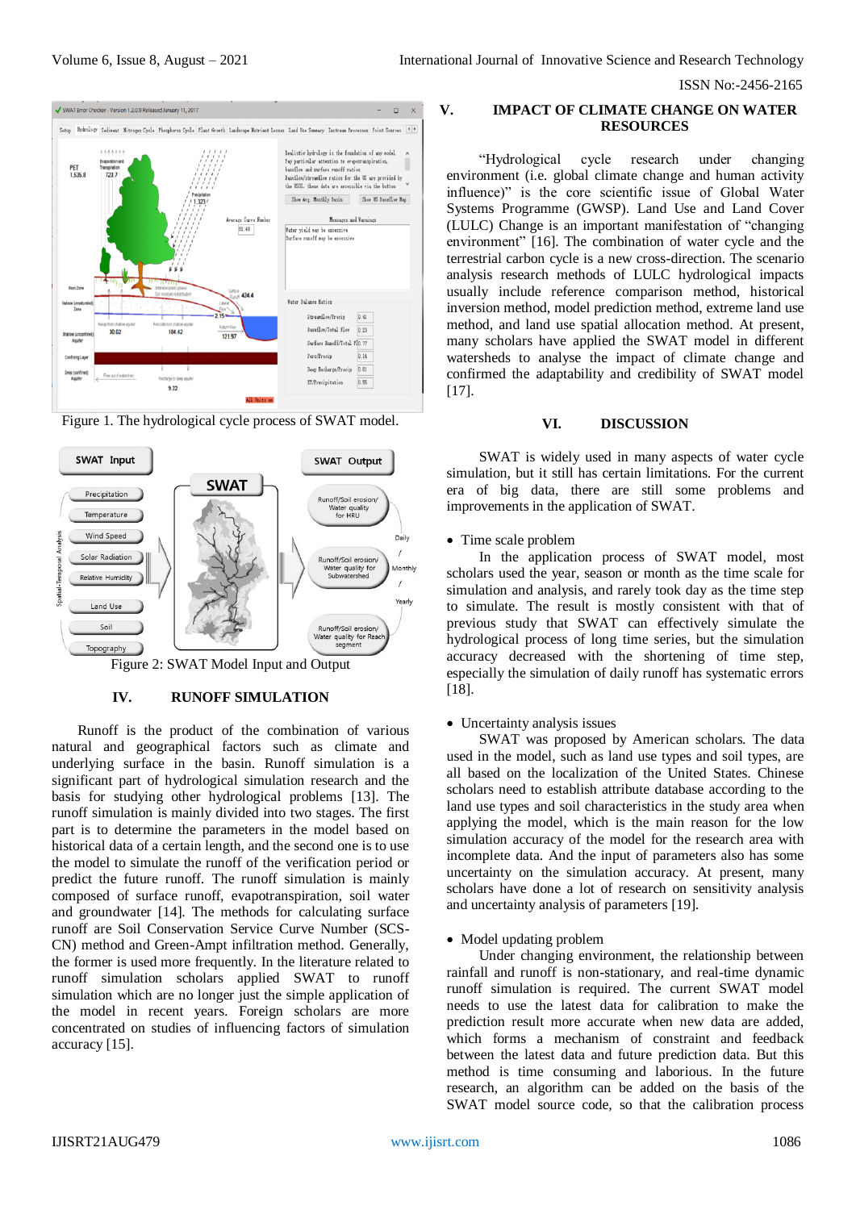Figure 1. The hydrological cycle process of SWAT model.

Figure 2: SWAT Model Input and Output

## IV. RUNOFF SIMULATION

Runoff is the product of the combination of various natural and geographical factors such as climate and underlying surface in the basin. Runoff simulation is a significant part of hydrological simulation research and the basis for studying other hydrological problems [13]. The runoff simulation is mainly divided into two stages. The first part is to determine the parameters in the model based on historical data of a certain length, and the second one is to use the model to simulate the runoff of the verification period or predict the future runoff. The runoff simulation is mainly composed of surface runoff, evapotranspiration, soil water and groundwater [14]. The methods for calculating surface runoff are Soil Conservation Service Curve Number (SCS-CN) method and Green-Ampt infiltration method. Generally, the former is used more frequently. In the literature related to runoff simulation scholars applied SWAT to runoff simulation which are no longer just the simple application of the model in recent years. Foreign scholars are more concentrated on studies of influencing factors of simulation accuracy [15].

## V. IMPACT OF CLIMATE CHANGE ON WATER RESOURCES

"Hydrological cycle research under changing environment (i.e. global climate change and human activity influence)" is the core scientific issue of Global Water Systems Programme (GWSP). Land Use and Land Cover (LULC) Change is an important manifestation of "changing environment" [16]. The combination of water cycle and the terrestrial carbon cycle is a new cross-direction. The scenario analysis research methods of LULC hydrological impacts usually include reference comparison method, historical inversion method, model prediction method, extreme land use method, and land use spatial allocation method. At present, many scholars have applied the SWAT model in different watersheds to analyse the impact of climate change and confirmed the adaptability and credibility of SWAT model [17].

## VI. DISCUSSION

SWAT is widely used in many aspects of water cycle simulation, but it still has certain limitations. For the current era of big data, there are still some problems and improvements in the application of SWAT.

- Time scale problem

In the application process of SWAT model, most scholars used the year, season or month as the time scale for simulation and analysis, and rarely took day as the time step to simulate. The result is mostly consistent with that of previous study that SWAT can effectively simulate the hydrological process of long time series, but the simulation accuracy decreased with the shortening of time step, especially the simulation of daily runoff has systematic errors [18].

- Uncertainty analysis issues

SWAT was proposed by American scholars. The data used in the model, such as land use types and soil types, are all based on the localization of the United States. Chinese scholars need to establish attribute database according to the land use types and soil characteristics in the study area when applying the model, which is the main reason for the low simulation accuracy of the model for the research area with incomplete data. And the input of parameters also has some uncertainty on the simulation accuracy. At present, many scholars have done a lot of research on sensitivity analysis and uncertainty analysis of parameters [19].

- Model updating problem

Under changing environment, the relationship between rainfall and runoff is non-stationary, and real-time dynamic runoff simulation is required. The current SWAT model needs to use the latest data for calibration to make the prediction result more accurate when new data are added, which forms a mechanism of constraint and feedback between the latest data and future prediction data. But this method is time consuming and laborious. In the future research, an algorithm can be added on the basis of the SWAT model source code, so that the calibration process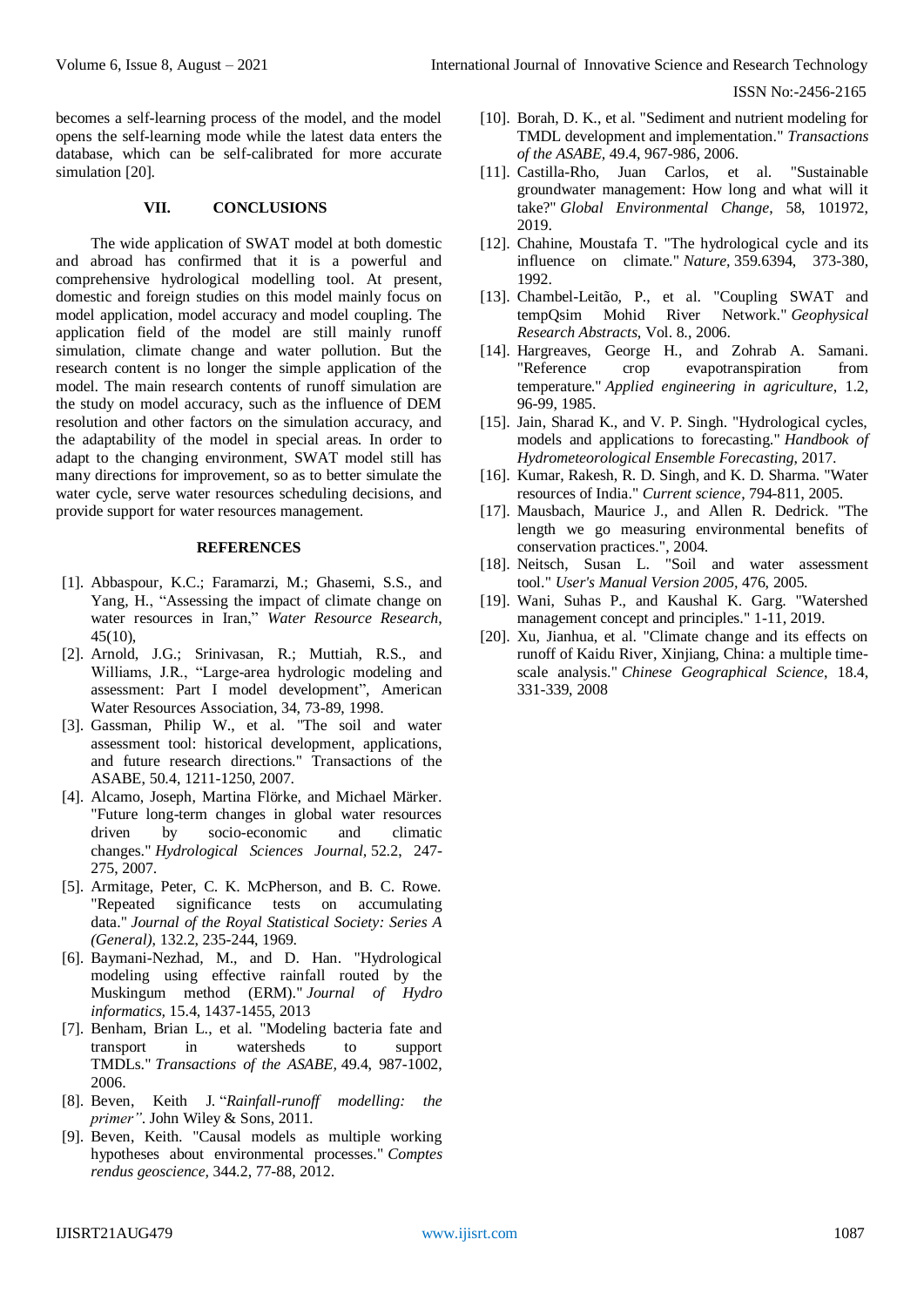becomes a self-learning process of the model, and the model opens the self-learning mode while the latest data enters the database, which can be self-calibrated for more accurate simulation [20].

## VII. CONCLUSIONS

The wide application of SWAT model at both domestic and abroad has confirmed that it is a powerful and comprehensive hydrological modelling tool. At present, domestic and foreign studies on this model mainly focus on model application, model accuracy and model coupling. The application field of the model are still mainly runoff simulation, climate change and water pollution. But the research content is no longer the simple application of the model. The main research contents of runoff simulation are the study on model accuracy, such as the influence of DEM resolution and other factors on the simulation accuracy, and the adaptability of the model in special areas. In order to adapt to the changing environment, SWAT model still has many directions for improvement, so as to better simulate the water cycle, serve water resources scheduling decisions, and provide support for water resources management.

## REFERENCES

- [1]. Abbaspour, K.C.; Faramarzi, M.; Ghasemi, S.S., and Yang, H., "Assessing the impact of climate change on water resources in Iran," *Water Resource Research*, 45(10),
- [2]. Arnold, J.G.; Srinivasan, R.; Muttiah, R.S., and Williams, J.R., "Large-area hydrologic modeling and assessment: Part I model development", American Water Resources Association, 34, 73-89, 1998.
- [3]. Gassman, Philip W., et al. "The soil and water assessment tool: historical development, applications, and future research directions." Transactions of the ASABE, 50.4, 1211-1250, 2007.
- [4]. Alcamo, Joseph, Martina Flörke, and Michael Märker. "Future long-term changes in global water resources driven by socio-economic and climatic changes." *Hydrological Sciences Journal*, 52.2, 247-275, 2007.
- [5]. Armitage, Peter, C. K. McPherson, and B. C. Rowe. "Repeated significance tests on accumulating data." *Journal of the Royal Statistical Society: Series A (General)*, 132.2, 235-244, 1969.
- [6]. Baymani-Nezhad, M., and D. Han. "Hydrological modeling using effective rainfall routed by the Muskingum method (ERM)." *Journal of Hydro informatics*, 15.4, 1437-1455, 2013
- [7]. Benham, Brian L., et al. "Modeling bacteria fate and transport in watersheds to support TMDLs." *Transactions of the ASABE*, 49.4, 987-1002, 2006.
- [8]. Beven, Keith J. "*Rainfall-runoff modelling: the primer"*. John Wiley & Sons, 2011.
- [9]. Beven, Keith. "Causal models as multiple working hypotheses about environmental processes." *Comptes rendus geoscience*, 344.2, 77-88, 2012.
- [10]. Borah, D. K., et al. "Sediment and nutrient modeling for TMDL development and implementation." *Transactions of the ASABE*, 49.4, 967-986, 2006.
- [11]. Castilla-Rho, Juan Carlos, et al. "Sustainable groundwater management: How long and what will it take?" *Global Environmental Change*, 58, 101972, 2019.
- [12]. Chahine, Moustafa T. "The hydrological cycle and its influence on climate." *Nature*, 359.6394, 373-380, 1992.
- [13]. Chambel-Leitão, P., et al. "Coupling SWAT and tempQsim Mohid River Network." *Geophysical Research Abstracts*, Vol. 8., 2006.
- [14]. Hargreaves, George H., and Zohrab A. Samani. "Reference crop evapotranspiration from temperature." *Applied engineering in agriculture*, 1.2, 96-99, 1985.
- [15]. Jain, Sharad K., and V. P. Singh. "Hydrological cycles, models and applications to forecasting." *Handbook of Hydrometeorological Ensemble Forecasting*, 2017.
- [16]. Kumar, Rakesh, R. D. Singh, and K. D. Sharma. "Water resources of India." *Current science*, 794-811, 2005.
- [17]. Mausbach, Maurice J., and Allen R. Dedrick. "The length we go measuring environmental benefits of conservation practices.", 2004.
- [18]. Neitsch, Susan L. "Soil and water assessment tool." *User's Manual Version 2005*, 476, 2005.
- [19]. Wani, Suhas P., and Kaushal K. Garg. "Watershed management concept and principles." 1-11, 2019.
- [20]. Xu, Jianhua, et al. "Climate change and its effects on runoff of Kaidu River, Xinjiang, China: a multiple time-scale analysis." *Chinese Geographical Science*, 18.4, 331-339, 2008